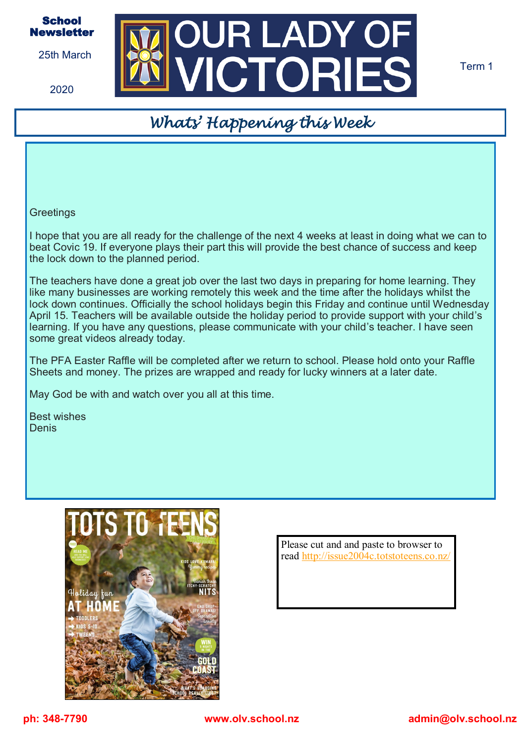**School Newsletter**

25th March

2020

# OUR LADY OF VICTORIES

Term 1

## *Whats' Happening this Week*

Greetings

I hope that you are all ready for the challenge of the next 4 weeks at least in doing what we can to beat Covic 19. If everyone plays their part this will provide the best chance of success and keep the lock down to the planned period.

The teachers have done a great job over the last two days in preparing for home learning. They like many businesses are working remotely this week and the time after the holidays whilst the lock down continues. Officially the school holidays begin this Friday and continue until Wednesday April 15. Teachers will be available outside the holiday period to provide support with your child's learning. If you have any questions, please communicate with your child's teacher. I have seen some great videos already today.

The PFA Easter Raffle will be completed after we return to school. Please hold onto your Raffle Sheets and money. The prizes are wrapped and ready for lucky winners at a later date.

May God be with and watch over you all at this time.

Best wishes
Denis

Please cut and and paste to browser to read http://issue2004c.totstoteens.co.nz/

ph: 348-7790 www.olv.school.nz admin@olv.school.nz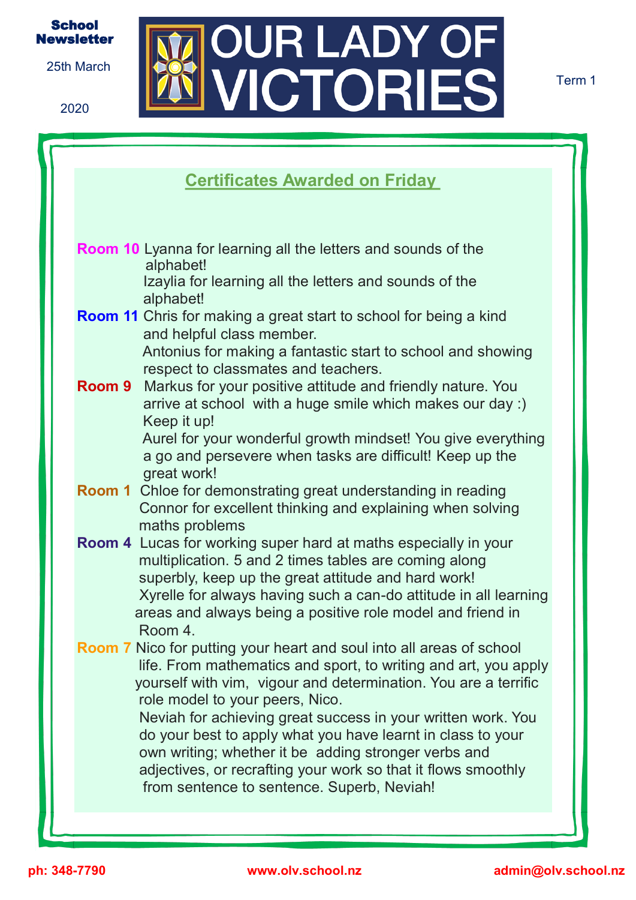School Newsletter

25th March 2020

# OUR LADY OF VICTORIES

Term 1

## Certificates Awarded on Friday

**Room 10** Lyanna for learning all the letters and sounds of the alphabet!
Izaylia for learning all the letters and sounds of the alphabet!

**Room 11** Chris for making a great start to school for being a kind and helpful class member.
Antonius for making a fantastic start to school and showing respect to classmates and teachers.

**Room 9** Markus for your positive attitude and friendly nature. You arrive at school with a huge smile which makes our day :) Keep it up!
Aurel for your wonderful growth mindset! You give everything a go and persevere when tasks are difficult! Keep up the great work!

**Room 1** Chloe for demonstrating great understanding in reading
Connor for excellent thinking and explaining when solving maths problems

**Room 4** Lucas for working super hard at maths especially in your multiplication. 5 and 2 times tables are coming along superbly, keep up the great attitude and hard work!
Xyrelle for always having such a can-do attitude in all learning areas and always being a positive role model and friend in Room 4.

**Room 7** Nico for putting your heart and soul into all areas of school life. From mathematics and sport, to writing and art, you apply yourself with vim, vigour and determination. You are a terrific role model to your peers, Nico.
Neviah for achieving great success in your written work. You do your best to apply what you have learnt in class to your own writing; whether it be adding stronger verbs and adjectives, or recrafting your work so that it flows smoothly from sentence to sentence. Superb, Neviah!

**ph: 348-7790** **www.olv.school.nz** **admin@olv.school.nz**